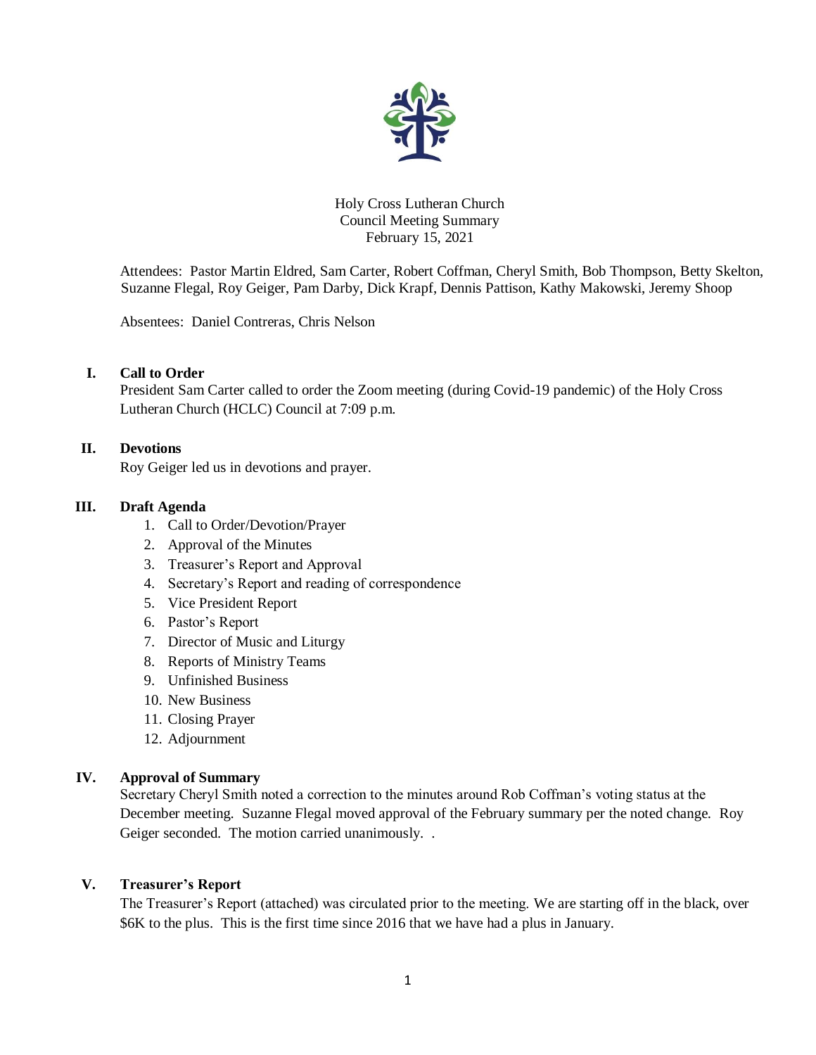Holy Cross Lutheran Church
Council Meeting Summary
February 15, 2021

Attendees: Pastor Martin Eldred, Sam Carter, Robert Coffman, Cheryl Smith, Bob Thompson, Betty Skelton, Suzanne Flegal, Roy Geiger, Pam Darby, Dick Krapf, Dennis Pattison, Kathy Makowski, Jeremy Shoop

Absentees: Daniel Contreras, Chris Nelson

## I. Call to Order

President Sam Carter called to order the Zoom meeting (during Covid-19 pandemic) of the Holy Cross Lutheran Church (HCLC) Council at 7:09 p.m.

## II. Devotions

Roy Geiger led us in devotions and prayer.

## III. Draft Agenda

1. Call to Order/Devotion/Prayer
2. Approval of the Minutes
3. Treasurer's Report and Approval
4. Secretary's Report and reading of correspondence
5. Vice President Report
6. Pastor's Report
7. Director of Music and Liturgy
8. Reports of Ministry Teams
9. Unfinished Business
10. New Business
11. Closing Prayer
12. Adjournment

## IV. Approval of Summary

Secretary Cheryl Smith noted a correction to the minutes around Rob Coffman's voting status at the December meeting. Suzanne Flegal moved approval of the February summary per the noted change. Roy Geiger seconded. The motion carried unanimously. .

## V. Treasurer's Report

The Treasurer's Report (attached) was circulated prior to the meeting. We are starting off in the black, over $6K to the plus. This is the first time since 2016 that we have had a plus in January.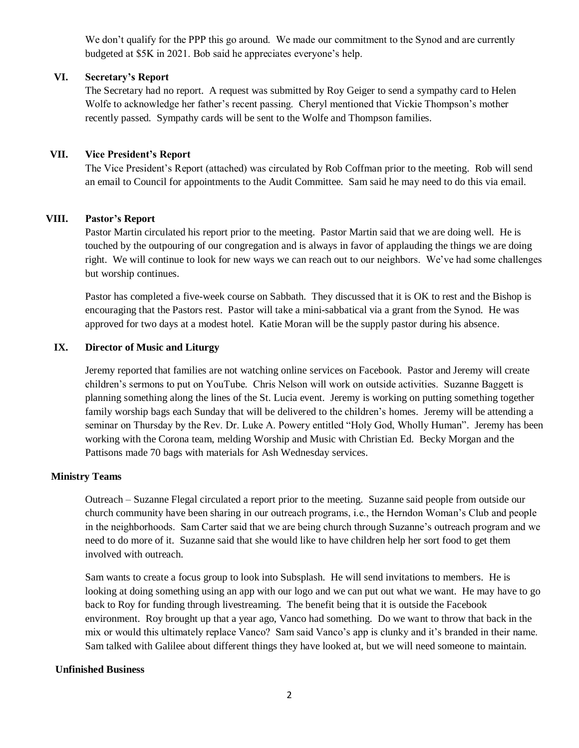We don't qualify for the PPP this go around. We made our commitment to the Synod and are currently budgeted at $5K in 2021. Bob said he appreciates everyone's help.

## VI. Secretary's Report

The Secretary had no report. A request was submitted by Roy Geiger to send a sympathy card to Helen Wolfe to acknowledge her father's recent passing. Cheryl mentioned that Vickie Thompson's mother recently passed. Sympathy cards will be sent to the Wolfe and Thompson families.

## VII. Vice President's Report

The Vice President's Report (attached) was circulated by Rob Coffman prior to the meeting. Rob will send an email to Council for appointments to the Audit Committee. Sam said he may need to do this via email.

## VIII. Pastor's Report

Pastor Martin circulated his report prior to the meeting. Pastor Martin said that we are doing well. He is touched by the outpouring of our congregation and is always in favor of applauding the things we are doing right. We will continue to look for new ways we can reach out to our neighbors. We've had some challenges but worship continues.

Pastor has completed a five-week course on Sabbath. They discussed that it is OK to rest and the Bishop is encouraging that the Pastors rest. Pastor will take a mini-sabbatical via a grant from the Synod. He was approved for two days at a modest hotel. Katie Moran will be the supply pastor during his absence.

## IX. Director of Music and Liturgy

Jeremy reported that families are not watching online services on Facebook. Pastor and Jeremy will create children's sermons to put on YouTube. Chris Nelson will work on outside activities. Suzanne Baggett is planning something along the lines of the St. Lucia event. Jeremy is working on putting something together family worship bags each Sunday that will be delivered to the children's homes. Jeremy will be attending a seminar on Thursday by the Rev. Dr. Luke A. Powery entitled "Holy God, Wholly Human". Jeremy has been working with the Corona team, melding Worship and Music with Christian Ed. Becky Morgan and the Pattisons made 70 bags with materials for Ash Wednesday services.

## Ministry Teams

Outreach – Suzanne Flegal circulated a report prior to the meeting. Suzanne said people from outside our church community have been sharing in our outreach programs, i.e., the Herndon Woman's Club and people in the neighborhoods. Sam Carter said that we are being church through Suzanne's outreach program and we need to do more of it. Suzanne said that she would like to have children help her sort food to get them involved with outreach.

Sam wants to create a focus group to look into Subsplash. He will send invitations to members. He is looking at doing something using an app with our logo and we can put out what we want. He may have to go back to Roy for funding through livestreaming. The benefit being that it is outside the Facebook environment. Roy brought up that a year ago, Vanco had something. Do we want to throw that back in the mix or would this ultimately replace Vanco? Sam said Vanco's app is clunky and it's branded in their name. Sam talked with Galilee about different things they have looked at, but we will need someone to maintain.

## Unfinished Business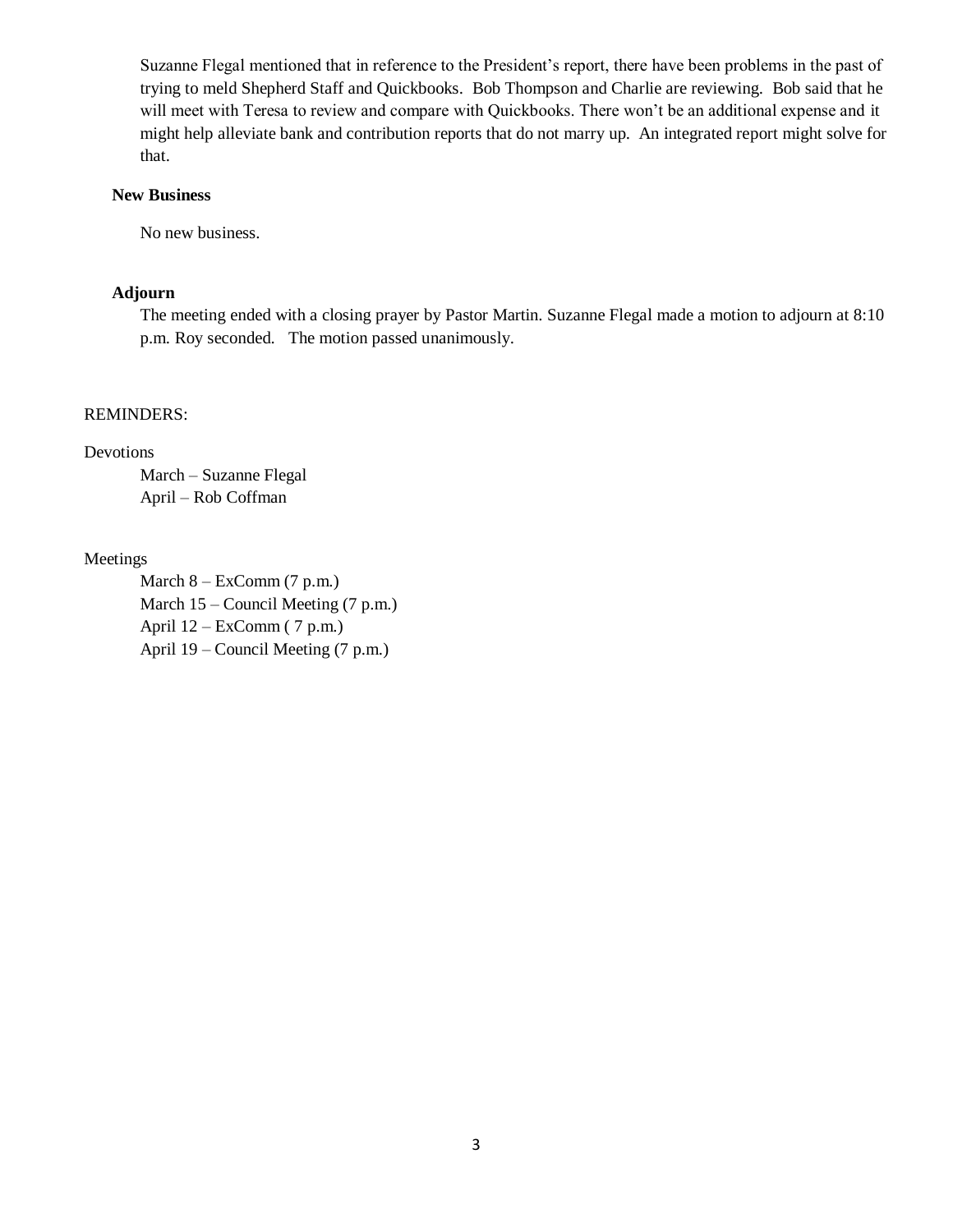Suzanne Flegal mentioned that in reference to the President's report, there have been problems in the past of trying to meld Shepherd Staff and Quickbooks. Bob Thompson and Charlie are reviewing. Bob said that he will meet with Teresa to review and compare with Quickbooks. There won't be an additional expense and it might help alleviate bank and contribution reports that do not marry up. An integrated report might solve for that.

**New Business**

No new business.

**Adjourn**

The meeting ended with a closing prayer by Pastor Martin. Suzanne Flegal made a motion to adjourn at 8:10 p.m. Roy seconded. The motion passed unanimously.

REMINDERS:

Devotions

March – Suzanne Flegal
April – Rob Coffman

Meetings

March 8 – ExComm (7 p.m.)
March 15 – Council Meeting (7 p.m.)
April 12 – ExComm ( 7 p.m.)
April 19 – Council Meeting (7 p.m.)